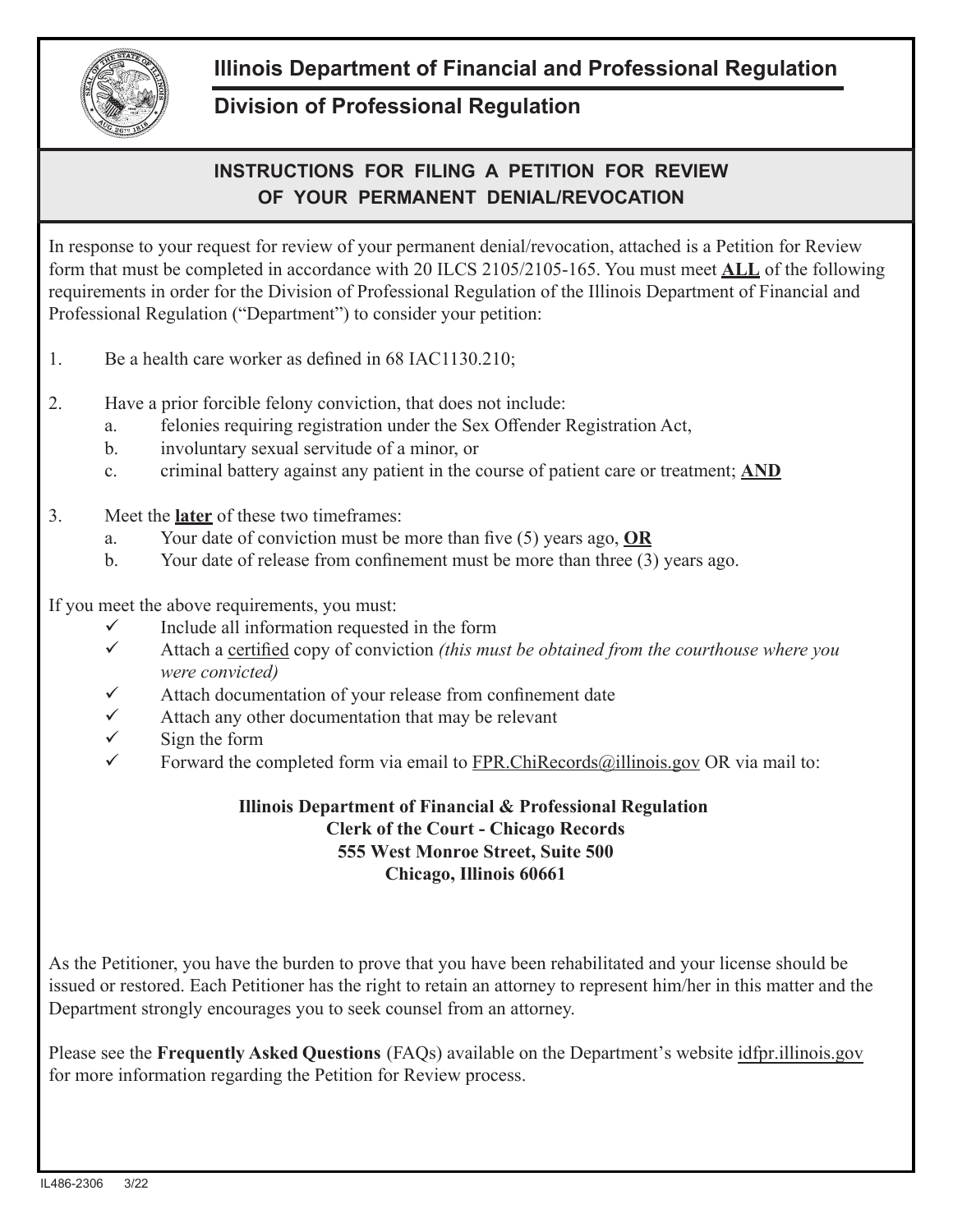# Illinois Department of Financial and Professional Regulation

## Division of Professional Regulation

### INSTRUCTIONS FOR FILING A PETITION FOR REVIEW OF YOUR PERMANENT DENIAL/REVOCATION

In response to your request for review of your permanent denial/revocation, attached is a Petition for Review form that must be completed in accordance with 20 ILCS 2105/2105-165. You must meet **ALL** of the following requirements in order for the Division of Professional Regulation of the Illinois Department of Financial and Professional Regulation ("Department") to consider your petition:

1. Be a health care worker as defined in 68 IAC1130.210;
2. Have a prior forcible felony conviction, that does not include:
   a. felonies requiring registration under the Sex Offender Registration Act,
   b. involuntary sexual servitude of a minor, or
   c. criminal battery against any patient in the course of patient care or treatment; **AND**
3. Meet the **later** of these two timeframes:
   a. Your date of conviction must be more than five (5) years ago, **OR**
   b. Your date of release from confinement must be more than three (3) years ago.

If you meet the above requirements, you must:

- ✓ Include all information requested in the form
- ✓ Attach a certified copy of conviction *(this must be obtained from the courthouse where you were convicted)*
- ✓ Attach documentation of your release from confinement date
- ✓ Attach any other documentation that may be relevant
- ✓ Sign the form
- ✓ Forward the completed form via email to FPR.ChiRecords@illinois.gov OR via mail to:

**Illinois Department of Financial & Professional Regulation**
**Clerk of the Court - Chicago Records**
**555 West Monroe Street, Suite 500**
**Chicago, Illinois 60661**

As the Petitioner, you have the burden to prove that you have been rehabilitated and your license should be issued or restored. Each Petitioner has the right to retain an attorney to represent him/her in this matter and the Department strongly encourages you to seek counsel from an attorney.

Please see the **Frequently Asked Questions** (FAQs) available on the Department's website idfpr.illinois.gov for more information regarding the Petition for Review process.

IL486-2306 3/22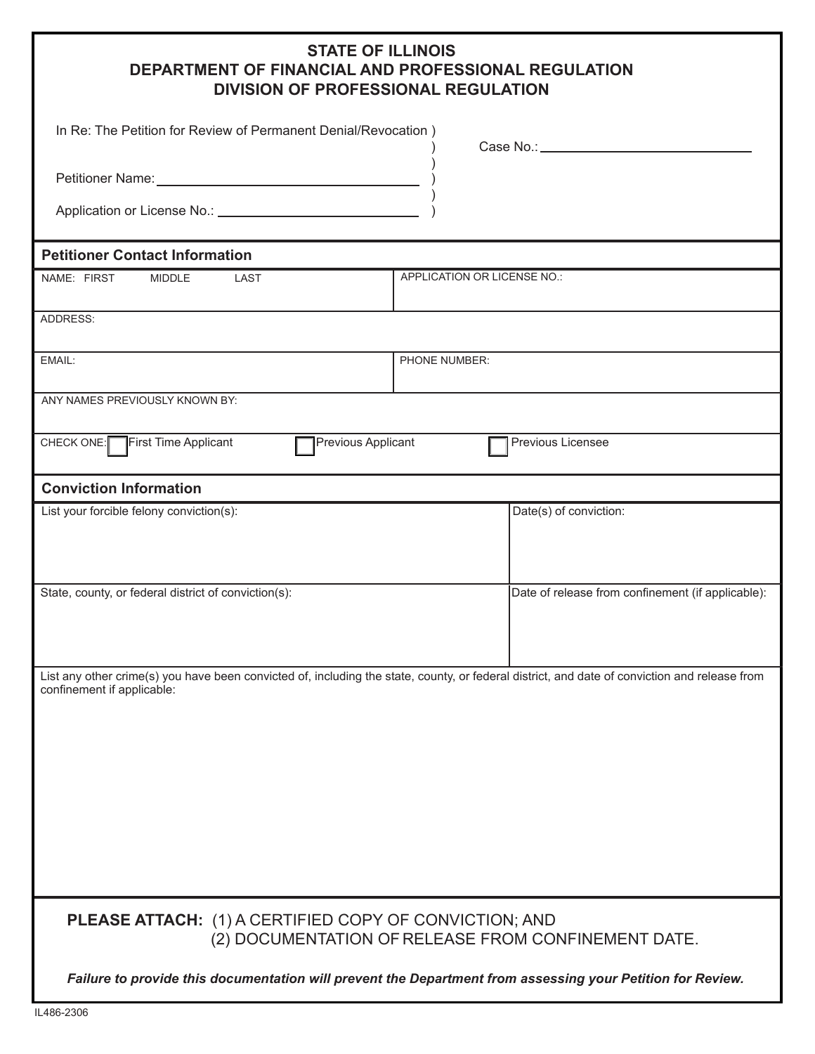**STATE OF ILLINOIS**
**DEPARTMENT OF FINANCIAL AND PROFESSIONAL REGULATION**
**DIVISION OF PROFESSIONAL REGULATION**

In Re: The Petition for Review of Permanent Denial/Revocation )
)
)
Petitioner Name: ______________________________ )
)
Application or License No.: ______________________ )

Case No.: ______________________________

## Petitioner Contact Information

| NAME: FIRST MIDDLE LAST | APPLICATION OR LICENSE NO.: |
|---|---|
| ADDRESS: | |
| EMAIL: | PHONE NUMBER: |
| ANY NAMES PREVIOUSLY KNOWN BY: | |

CHECK ONE: ☐ First Time Applicant ☐ Previous Applicant ☐ Previous Licensee

## Conviction Information

| List your forcible felony conviction(s): | Date(s) of conviction: |
|---|---|
| State, county, or federal district of conviction(s): | Date of release from confinement (if applicable): |

List any other crime(s) you have been convicted of, including the state, county, or federal district, and date of conviction and release from confinement if applicable:

**PLEASE ATTACH:** (1) A CERTIFIED COPY OF CONVICTION; AND
(2) DOCUMENTATION OF RELEASE FROM CONFINEMENT DATE.

***Failure to provide this documentation will prevent the Department from assessing your Petition for Review.***

IL486-2306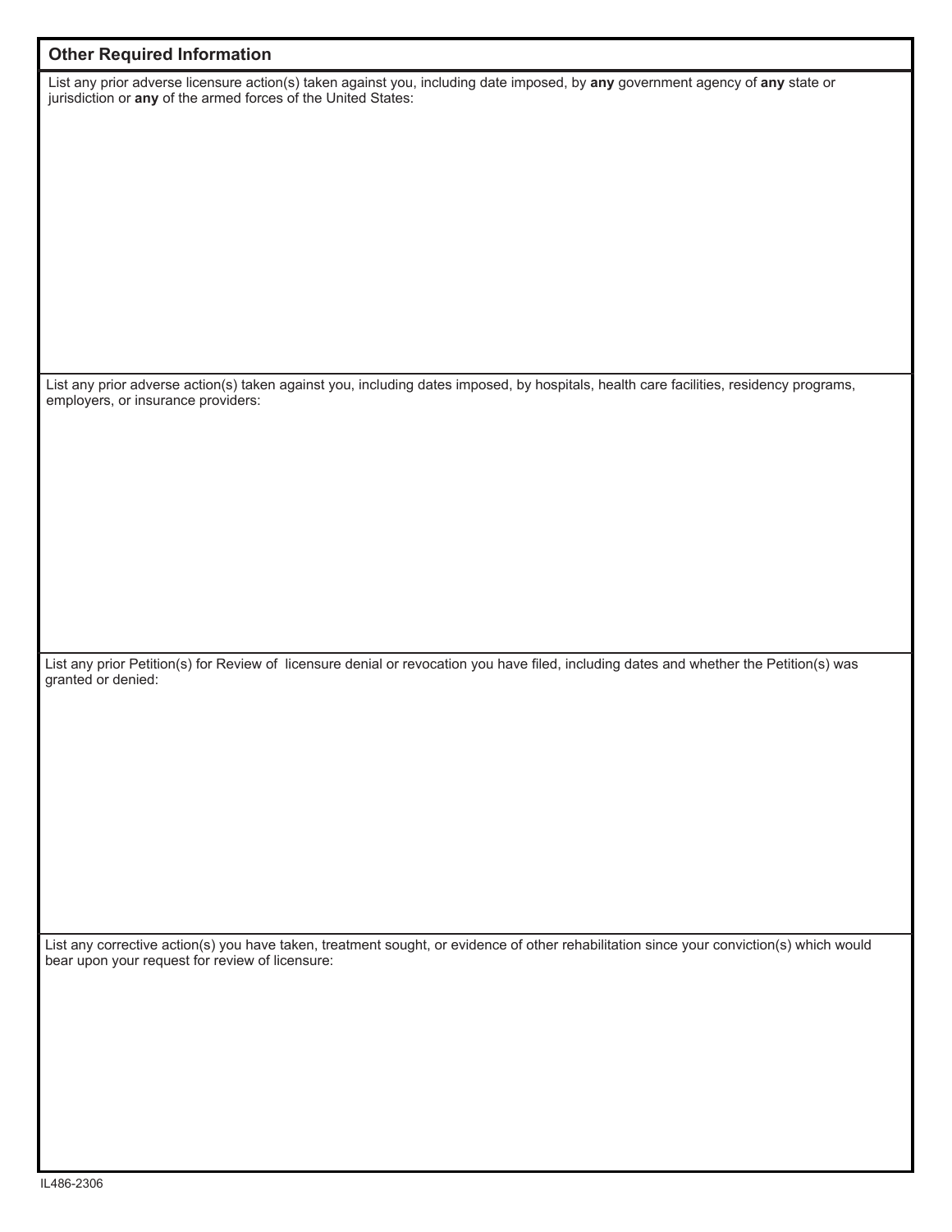## Other Required Information

List any prior adverse licensure action(s) taken against you, including date imposed, by **any** government agency of **any** state or jurisdiction or **any** of the armed forces of the United States:

List any prior adverse action(s) taken against you, including dates imposed, by hospitals, health care facilities, residency programs, employers, or insurance providers:

List any prior Petition(s) for Review of licensure denial or revocation you have filed, including dates and whether the Petition(s) was granted or denied:

List any corrective action(s) you have taken, treatment sought, or evidence of other rehabilitation since your conviction(s) which would bear upon your request for review of licensure:

IL486-2306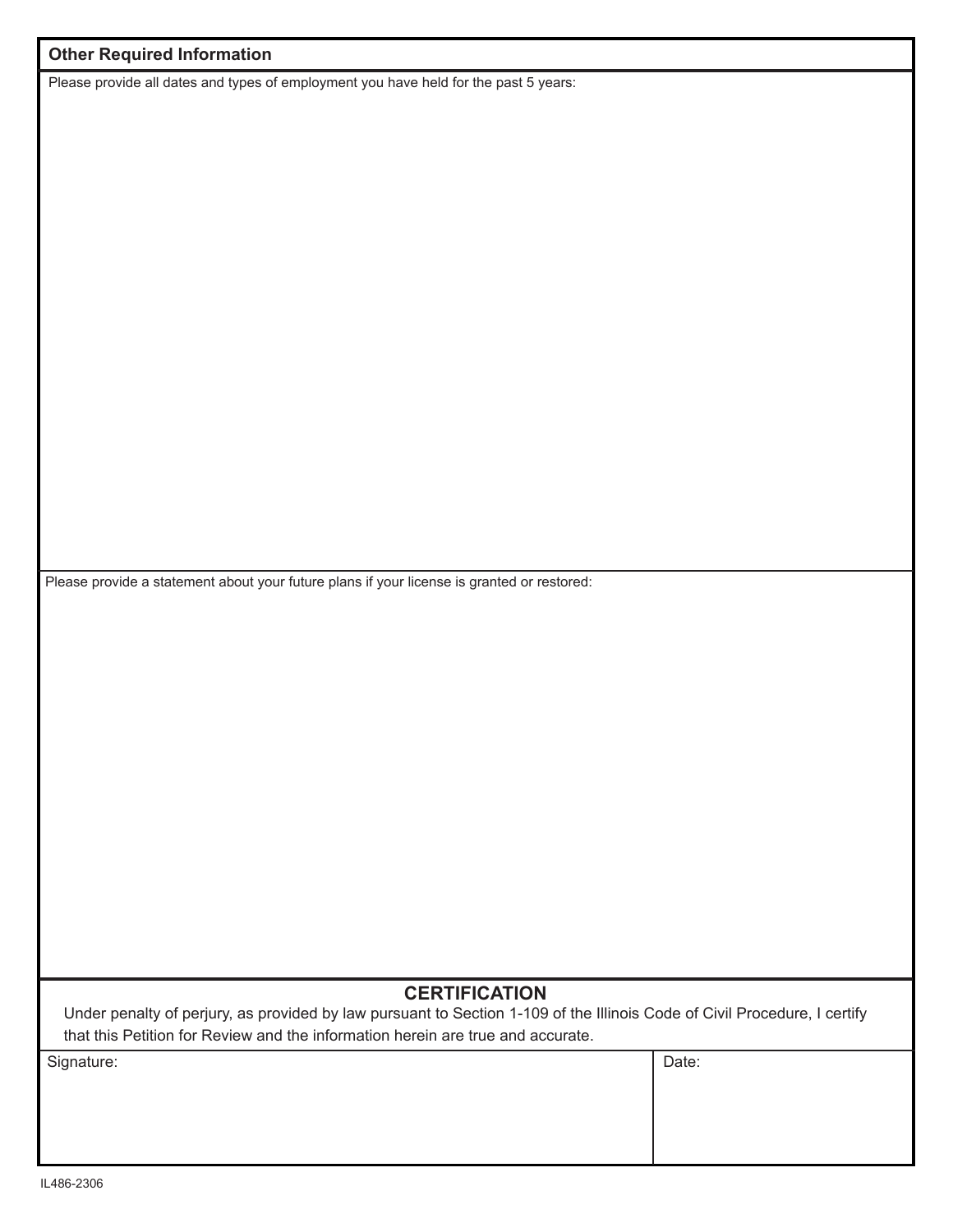## Other Required Information

Please provide all dates and types of employment you have held for the past 5 years:

Please provide a statement about your future plans if your license is granted or restored:

## CERTIFICATION

Under penalty of perjury, as provided by law pursuant to Section 1-109 of the Illinois Code of Civil Procedure, I certify that this Petition for Review and the information herein are true and accurate.

| | |
|---|---|
| Signature: | Date: |

IL486-2306